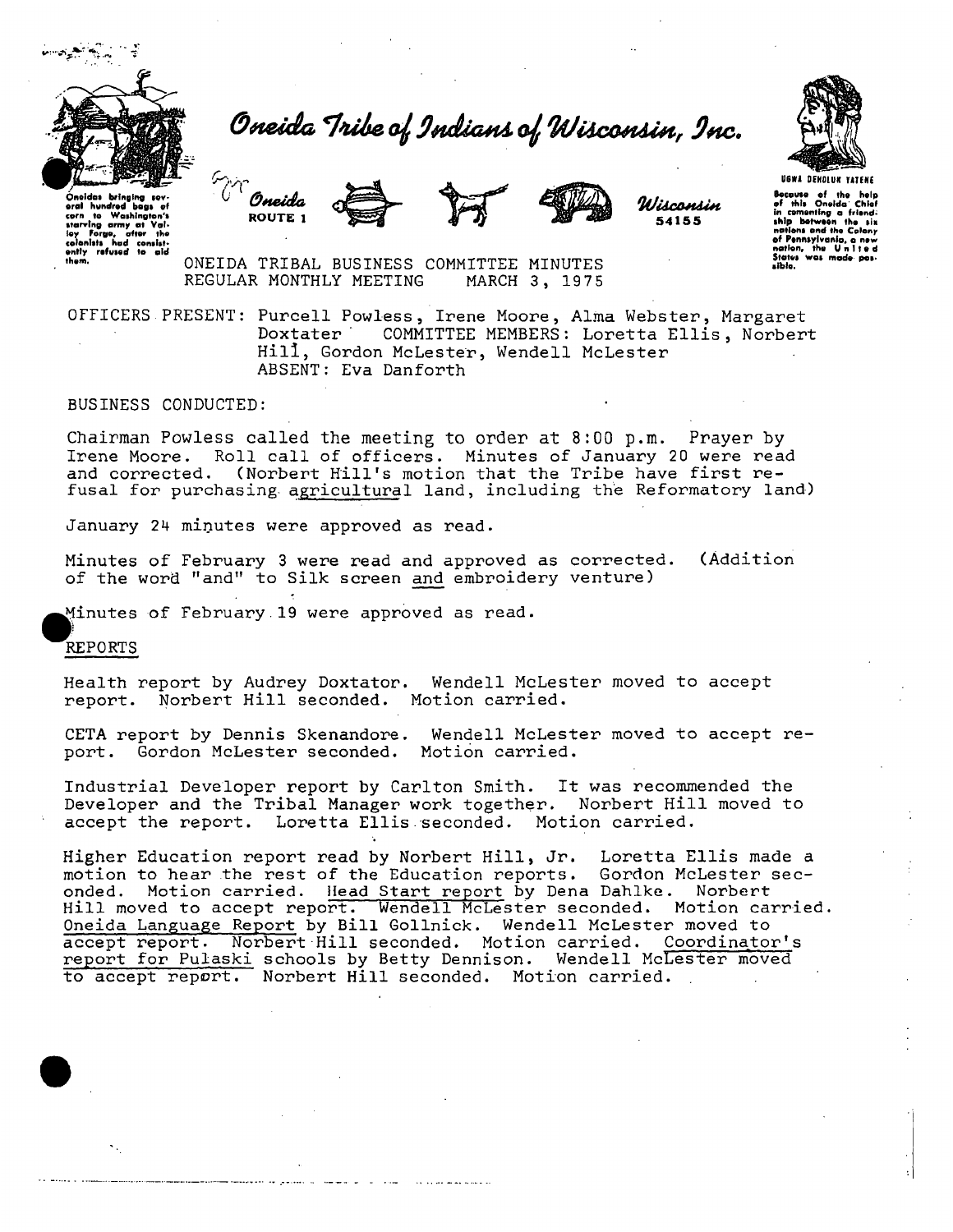# Oneida Tribe of Indians of Wisconsin, Inc.

Oneidas bringing several hundred bags of corn to Washington's starving army at Valley Forge, after the colonists had consistently refused to aid them.

Oneida ROUTE 1 Wisconsin 54155

UGWA DEHOLUH YATEHE

Because of the help of this Oneida Chief in cementing a friendship between the six nations and the Colony of Pennsylvania, a new nation, the United States was made possible.

## ONEIDA TRIBAL BUSINESS COMMITTEE MINUTES
## REGULAR MONTHLY MEETING MARCH 3, 1975

OFFICERS PRESENT: Purcell Powless, Irene Moore, Alma Webster, Margaret Doxtater COMMITTEE MEMBERS: Loretta Ellis, Norbert Hill, Gordon McLester, Wendell McLester
ABSENT: Eva Danforth

BUSINESS CONDUCTED:

Chairman Powless called the meeting to order at 8:00 p.m. Prayer by Irene Moore. Roll call of officers. Minutes of January 20 were read and corrected. (Norbert Hill's motion that the Tribe have first refusal for purchasing agricultural land, including the Reformatory land)

January 24 minutes were approved as read.

Minutes of February 3 were read and approved as corrected. (Addition of the word "and" to Silk screen and embroidery venture)

Minutes of February 19 were approved as read.

REPORTS

Health report by Audrey Doxtator. Wendell McLester moved to accept report. Norbert Hill seconded. Motion carried.

CETA report by Dennis Skenandore. Wendell McLester moved to accept report. Gordon McLester seconded. Motion carried.

Industrial Developer report by Carlton Smith. It was recommended the Developer and the Tribal Manager work together. Norbert Hill moved to accept the report. Loretta Ellis seconded. Motion carried.

Higher Education report read by Norbert Hill, Jr. Loretta Ellis made a motion to hear the rest of the Education reports. Gordon McLester seconded. Motion carried. Head Start report by Dena Dahlke. Norbert Hill moved to accept report. Wendell McLester seconded. Motion carried. Oneida Language Report by Bill Gollnick. Wendell McLester moved to accept report. Norbert Hill seconded. Motion carried. Coordinator's report for Pulaski schools by Betty Dennison. Wendell McLester moved to accept report. Norbert Hill seconded. Motion carried.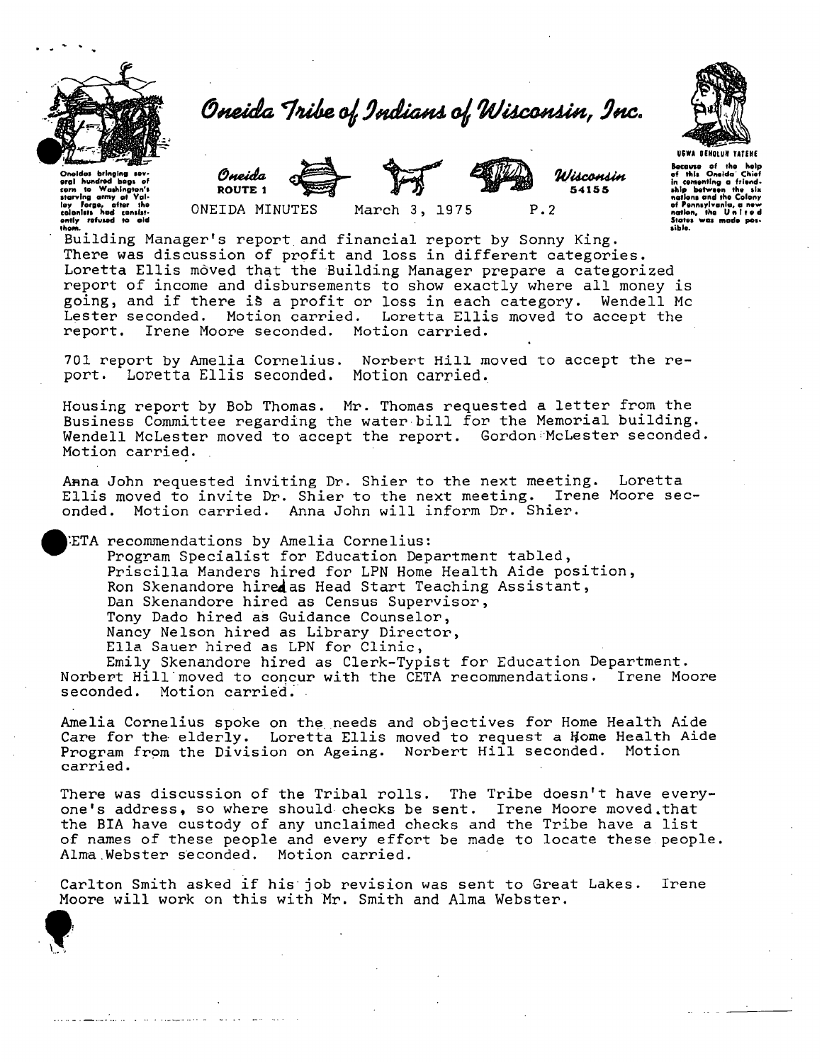Building Manager's report and financial report by Sonny King. There was discussion of profit and loss in different categories. Loretta Ellis moved that the Building Manager prepare a categorized report of income and disbursements to show exactly where all money is going, and if there is a profit or loss in each category. Wendell Mc Lester seconded. Motion carried. Loretta Ellis moved to accept the report. Irene Moore seconded. Motion carried.

701 report by Amelia Cornelius. Norbert Hill moved to accept the report. Loretta Ellis seconded. Motion carried.

Housing report by Bob Thomas. Mr. Thomas requested a letter from the Business Committee regarding the water bill for the Memorial building. Wendell McLester moved to accept the report. Gordon McLester seconded. Motion carried.

Anna John requested inviting Dr. Shier to the next meeting. Loretta Ellis moved to invite Dr. Shier to the next meeting. Irene Moore seconded. Motion carried. Anna John will inform Dr. Shier.

CETA recommendations by Amelia Cornelius:

Program Specialist for Education Department tabled,
Priscilla Manders hired for LPN Home Health Aide position,
Ron Skenandore hired as Head Start Teaching Assistant,
Dan Skenandore hired as Census Supervisor,
Tony Dado hired as Guidance Counselor,
Nancy Nelson hired as Library Director,
Ella Sauer hired as LPN for Clinic,
Emily Skenandore hired as Clerk-Typist for Education Department.

Norbert Hill moved to concur with the CETA recommendations. Irene Moore seconded. Motion carried.

Amelia Cornelius spoke on the needs and objectives for Home Health Aide Care for the elderly. Loretta Ellis moved to request a Home Health Aide Program from the Division on Ageing. Norbert Hill seconded. Motion carried.

There was discussion of the Tribal rolls. The Tribe doesn't have everyone's address, so where should checks be sent. Irene Moore moved that the BIA have custody of any unclaimed checks and the Tribe have a list of names of these people and every effort be made to locate these people. Alma Webster seconded. Motion carried.

Carlton Smith asked if his job revision was sent to Great Lakes. Irene Moore will work on this with Mr. Smith and Alma Webster.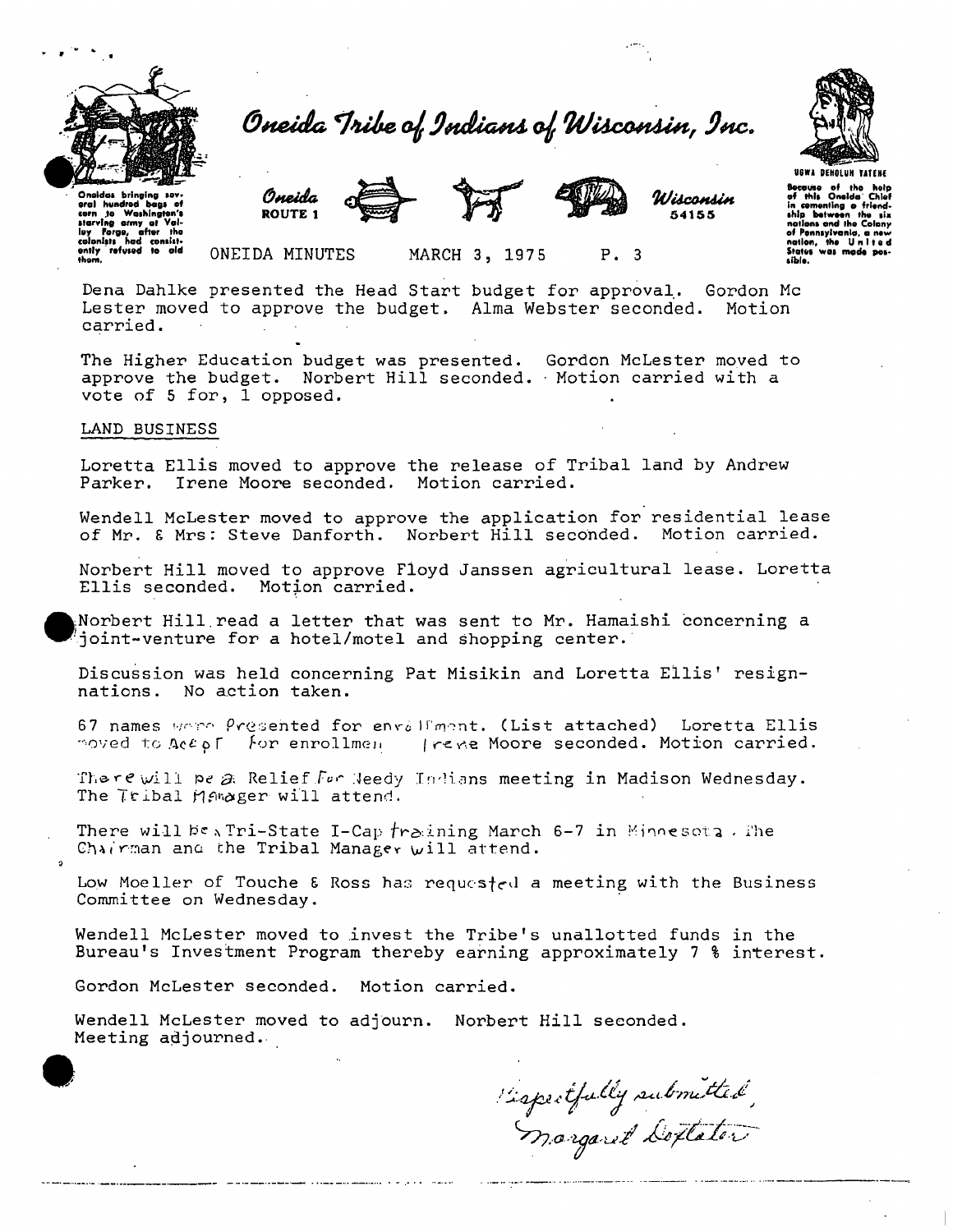# Oneida Tribe of Indians of Wisconsin, Inc.

Oneidas bringing several hundred bags of corn to Washington's starving army at Valley Forge, after the colonists had consistently refused to aid them.

Oneida ROUTE 1 Wisconsin 54155

UGWA DEHOLUN YATEHE

Because of the help of this Oneida Chief in cementing a friendship between the six nations and the Colony of Pennsylvania, a new nation, the United States was made possible.

ONEIDA MINUTES MARCH 3, 1975 P. 3

Dena Dahlke presented the Head Start budget for approval. Gordon Mc Lester moved to approve the budget. Alma Webster seconded. Motion carried.

The Higher Education budget was presented. Gordon McLester moved to approve the budget. Norbert Hill seconded. Motion carried with a vote of 5 for, 1 opposed.

LAND BUSINESS

Loretta Ellis moved to approve the release of Tribal land by Andrew Parker. Irene Moore seconded. Motion carried.

Wendell McLester moved to approve the application for residential lease of Mr. & Mrs: Steve Danforth. Norbert Hill seconded. Motion carried.

Norbert Hill moved to approve Floyd Janssen agricultural lease. Loretta Ellis seconded. Motion carried.

Norbert Hill read a letter that was sent to Mr. Hamaishi concerning a joint-venture for a hotel/motel and shopping center.

Discussion was held concerning Pat Misikin and Loretta Ellis' resignnations. No action taken.

67 names were Presented for enrollment. (List attached) Loretta Ellis moved to Accept for enrollment. Irene Moore seconded. Motion carried.

There will be a Relief For Needy Indians meeting in Madison Wednesday. The Tribal Manager will attend.

There will be a Tri-State I-Cap training March 6-7 in Minnesota. The Chairman and the Tribal Manager will attend.

Low Moeller of Touche & Ross has requested a meeting with the Business Committee on Wednesday.

Wendell McLester moved to invest the Tribe's unallotted funds in the Bureau's Investment Program thereby earning approximately 7 % interest.

Gordon McLester seconded. Motion carried.

Wendell McLester moved to adjourn. Norbert Hill seconded. Meeting adjourned.

Respectfully submitted,
Margaret Doxtator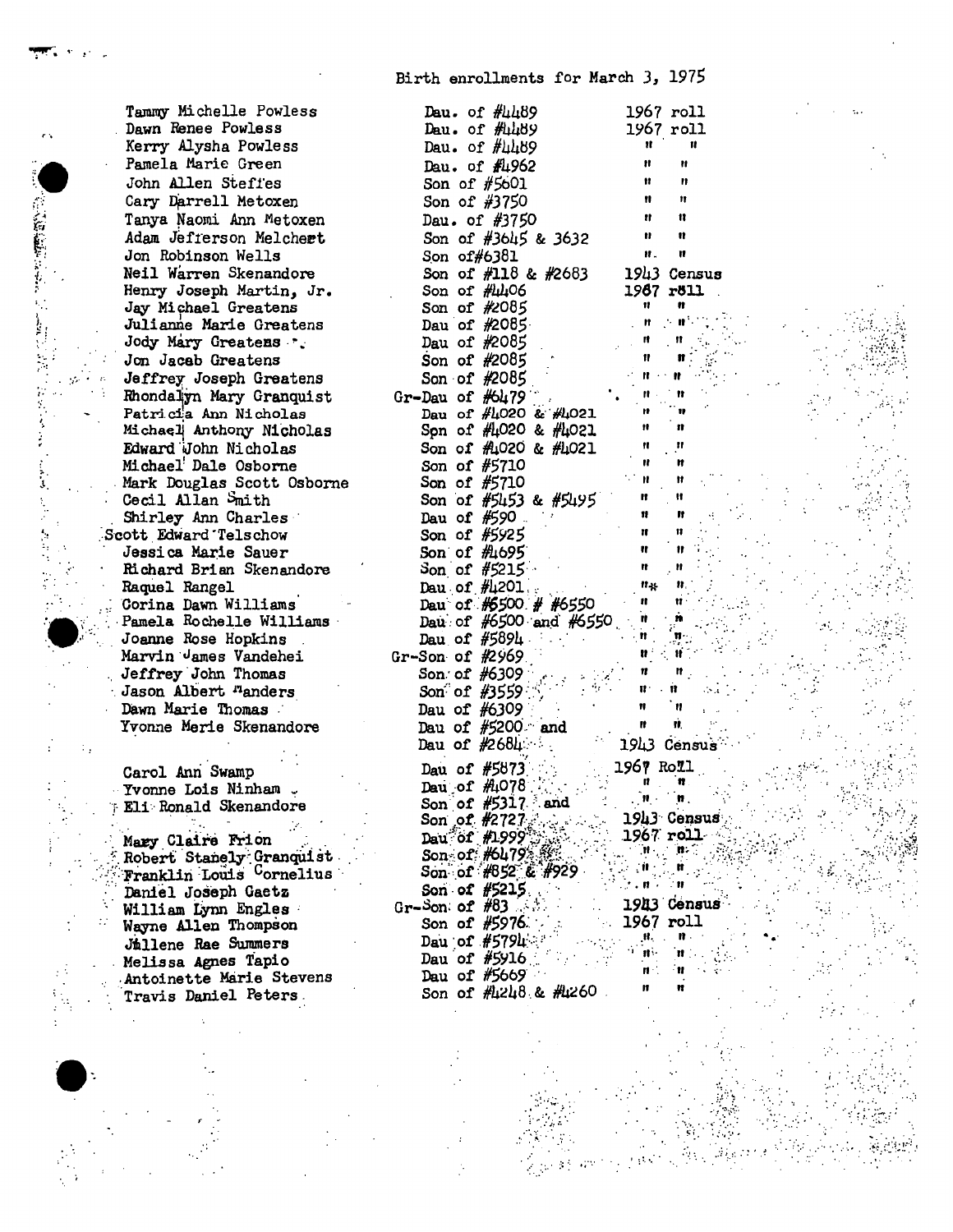Birth enrollments for March 3, 1975

| | | |
|---|---|---|
| Tammy Michelle Powless | Dau. of #4489 | 1967 roll |
| Dawn Renee Powless | Dau. of #4489 | 1967 roll |
| Kerry Alysha Powless | Dau. of #4489 | " " |
| Pamela Marie Green | Dau. of #4962 | " " |
| John Allen Steffes | Son of #5601 | " " |
| Cary Darrell Metoxen | Son of #3750 | " " |
| Tanya Naomi Ann Metoxen | Dau. of #3750 | " " |
| Adam Jefferson Melchert | Son of #3645 & 3632 | " " |
| Jon Robinson Wells | Son of#6381 | " " |
| Neil Warren Skenandore | Son of #118 & #2683 | 1943 Census |
| Henry Joseph Martin, Jr. | Son of #4406 | 1967 roll |
| Jay Michael Greatens | Son of #2085 | " " |
| Julianne Marie Greatens | Dau of #2085 | " " |
| Jody Mary Greatens | Dau of #2085 | " " |
| Jon Jacob Greatens | Son of #2085 | " " |
| Jeffrey Joseph Greatens | Son of #2085 | " " |
| Rhondalyn Mary Granquist | Gr-Dau of #6479 | " " |
| Patricia Ann Nicholas | Dau of #4020 & #4021 | " " |
| Michael Anthony Nicholas | Son of #4020 & #4021 | " " |
| Edward John Nicholas | Son of #4020 & #4021 | " " |
| Michael Dale Osborne | Son of #5710 | " " |
| Mark Douglas Scott Osborne | Son of #5710 | " " |
| Cecil Allan Smith | Son of #5453 & #5495 | " " |
| Shirley Ann Charles | Dau of #590 | " " |
| Scott Edward Telschow | Son of #5925 | " " |
| Jessica Marie Sauer | Son of #4695 | " " |
| Richard Brian Skenandore | Son of #5215 | " " |
| Raquel Rangel | Dau of #4201 | "* " |
| Corina Dawn Williams | Dau of #6500 # #6550 | " " |
| Pamela Rochelle Williams | Dau of #6500 and #6550 | " " |
| Joanne Rose Hopkins | Dau of #5894 | " " |
| Marvin James Vandehei | Gr-Son of #2969 | " " |
| Jeffrey John Thomas | Son of #6309 | " " |
| Jason Albert Landers | Son of #3559 | " " |
| Dawn Marie Thomas | Dau of #6309 | " " |
| Yvonne Merle Skenandore | Dau of #5200 and Dau of #2684 | 1943 Census |
| Carol Ann Swamp | Dau of #5873 | 1967 Roll |
| Yvonne Lois Ninham | Dau of #4078 | " " |
| Eli Ronald Skenandore | Son of #5317 and Son of #2727 | 1943 Census |
| Mary Claire Frion | Dau of #1999 | 1967 roll |
| Robert Stanely Granquist | Son of #6479 | " " |
| Franklin Louis Cornelius | Son of #852 & #929 | " " |
| Daniel Joseph Gaetz | Son of #5215 | " " |
| William Lynn Engles | Gr-Son of #83 | 1943 Census |
| Wayne Allen Thompson | Son of #5976 | 1967 roll |
| Jullene Rae Summers | Dau of #5794 | " " |
| Melissa Agnes Tapio | Dau of #5916 | " " |
| Antoinette Marie Stevens | Dau of #5669 | " " |
| Travis Daniel Peters | Son of #4248 & #4260 | " " |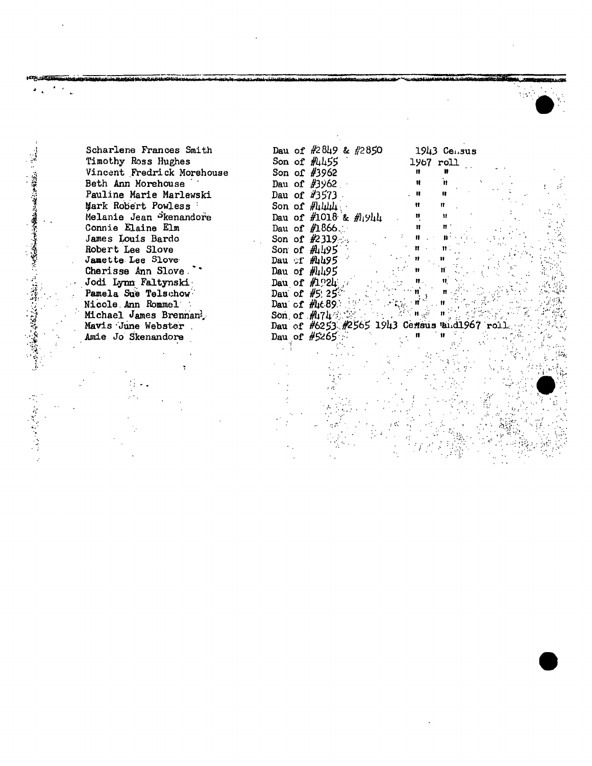| | | |
|---|---|---|
| Scharlene Frances Smith | Dau of #2849 & #2850 | 1943 Census |
| Timothy Ross Hughes | Son of #4455 | 1967 roll |
| Vincent Fredrick Morehouse | Son of #3962 | " " |
| Beth Ann Morehouse | Dau of #3962 | " " |
| Pauline Marie Marlewski | Dau of #3573 | " " |
| Mark Robert Powless | Son of #4444 | " " |
| Melanie Jean Skenandore | Dau of #1018 & #1944 | " " |
| Connie Elaine Elm | Dau of #1866 | " " |
| James Louis Bardo | Son of #2319 | " " |
| Robert Lee Slove | Son of #4495 | " " |
| Janette Lee Slove | Dau of #4495 | " " |
| Cherisse Ann Slove | Dau of #4495 | " " |
| Jodi Lynn Faltynski | Dau of #1924 | " " |
| Pamela Sue Telschow | Dau of #5525 | " " |
| Nicole Ann Rommel | Dau of #4689 | " " |
| Michael James Brennan | Son of #474 | " " |
| Mavis June Webster | Dau of #6253 #2565 | 1943 Census and 1967 roll |
| Amie Jo Skenandore | Dau of #5265 | " " |